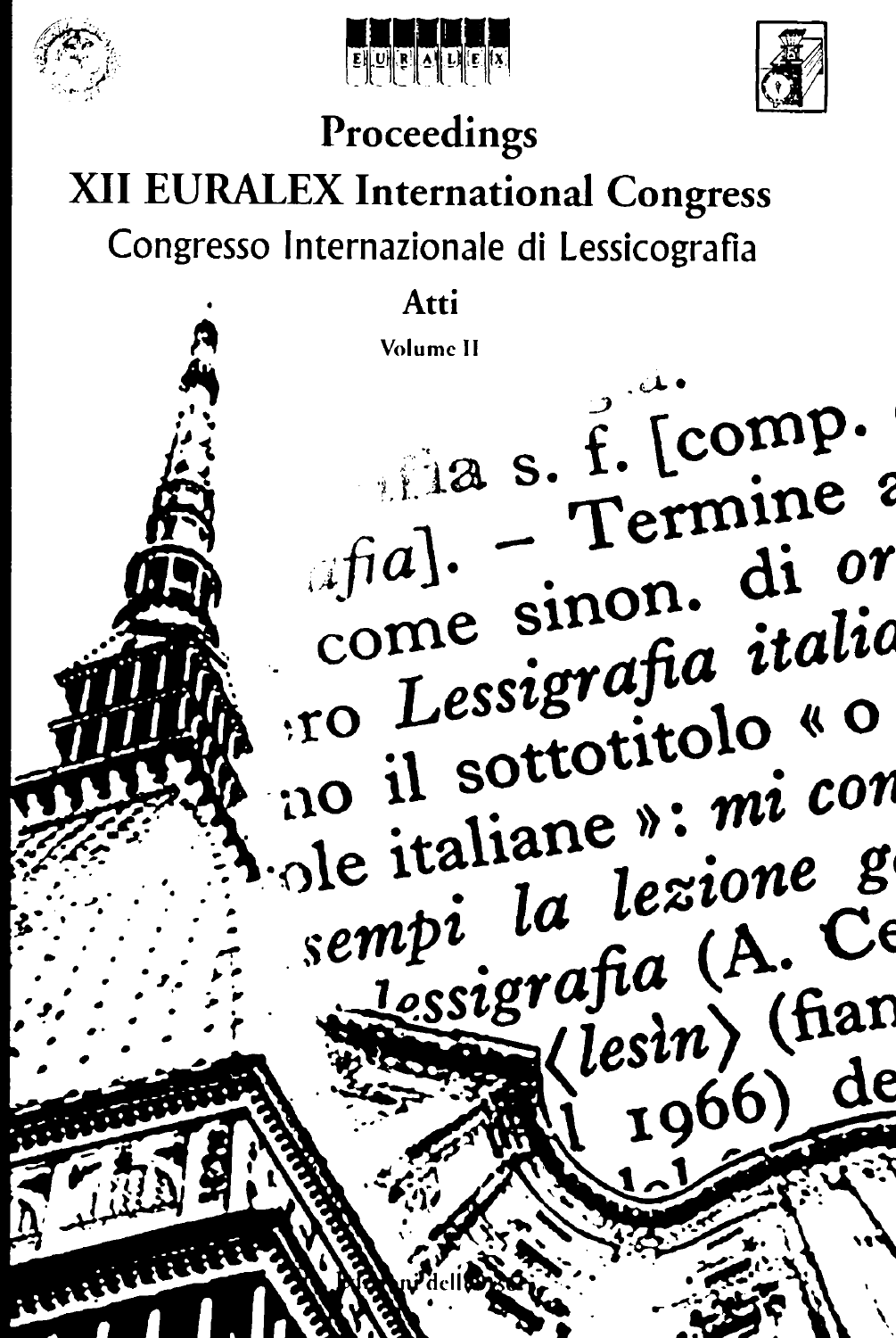# Proceedings

# XII EURALEX International Congress

## Congresso Internazionale di Lessicografia

### Atti

Volume II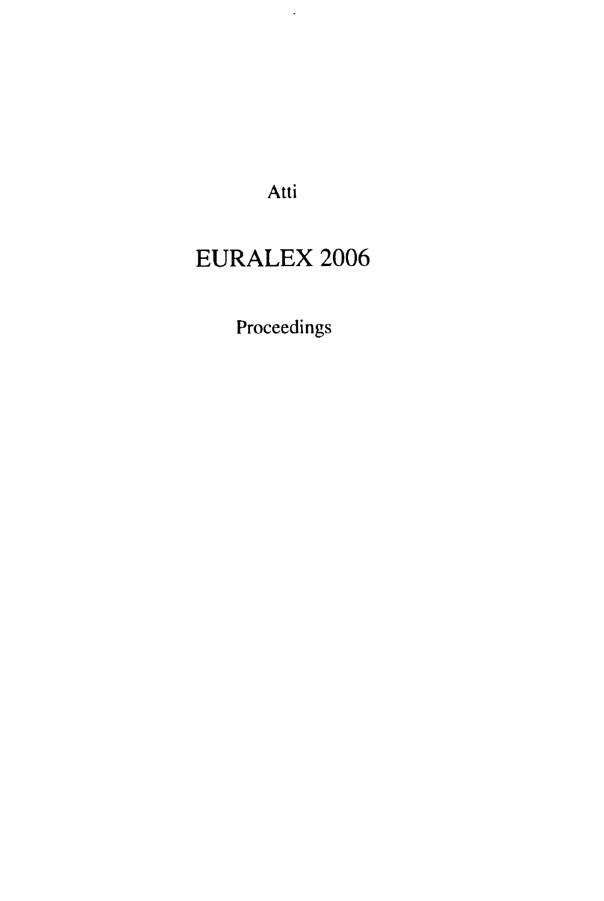Atti

# EURALEX 2006

Proceedings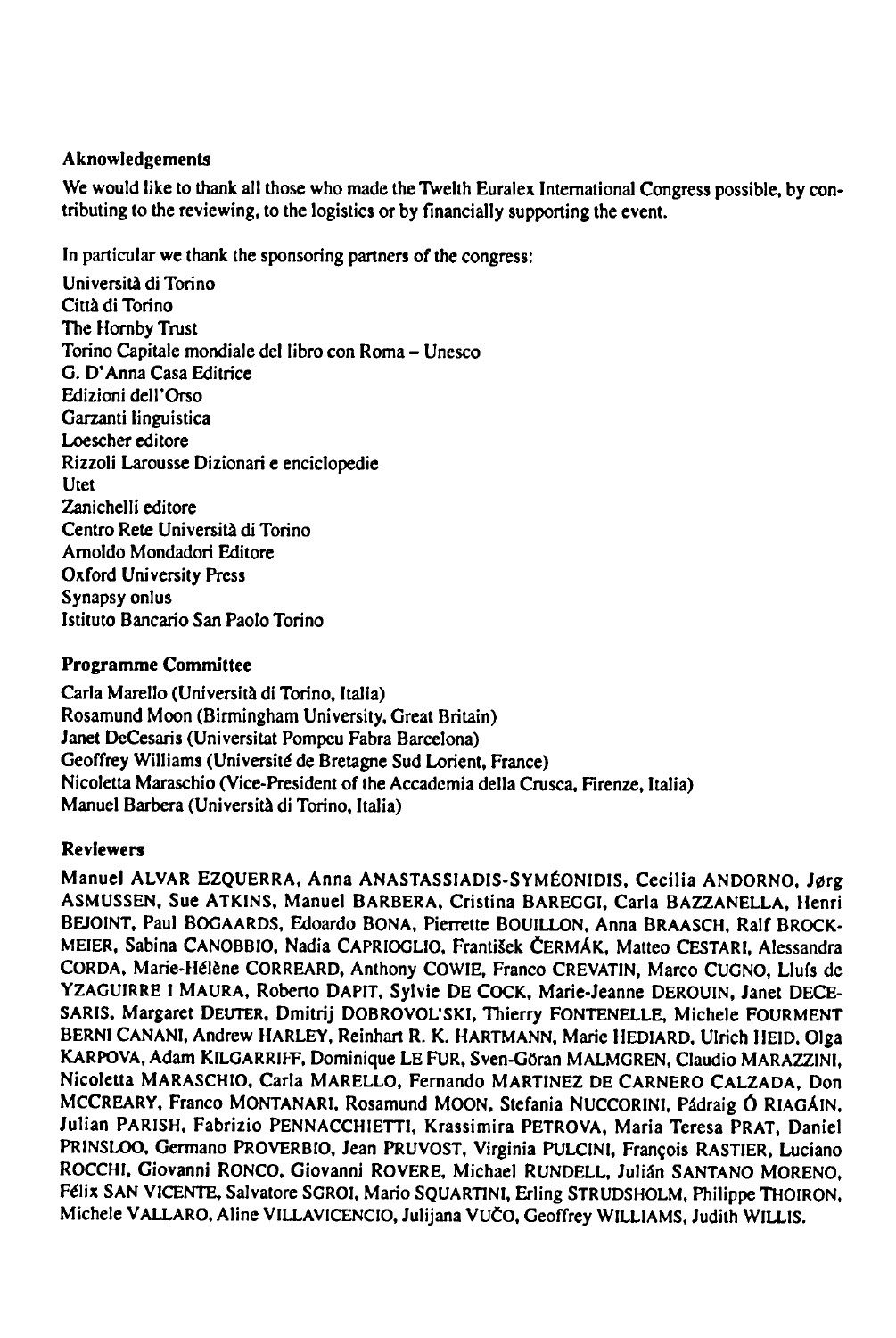## Aknowledgements

We would like to thank all those who made the Twelth Euralex International Congress possible, by contributing to the reviewing, to the logistics or by financially supporting the event.

In particular we thank the sponsoring partners of the congress:

Università di Torino
Città di Torino
The Hornby Trust
Torino Capitale mondiale del libro con Roma – Unesco
G. D'Anna Casa Editrice
Edizioni dell'Orso
Garzanti linguistica
Loescher editore
Rizzoli Larousse Dizionari e enciclopedie
Utet
Zanichelli editore
Centro Rete Università di Torino
Arnoldo Mondadori Editore
Oxford University Press
Synapsy onlus
Istituto Bancario San Paolo Torino

## Programme Committee

Carla Marello (Università di Torino, Italia)
Rosamund Moon (Birmingham University, Great Britain)
Janet DeCesaris (Universitat Pompeu Fabra Barcelona)
Geoffrey Williams (Université de Bretagne Sud Lorient, France)
Nicoletta Maraschio (Vice-President of the Accademia della Crusca, Firenze, Italia)
Manuel Barbera (Università di Torino, Italia)

## Reviewers

Manuel ALVAR EZQUERRA, Anna ANASTASSIADIS-SYMÉONIDIS, Cecilia ANDORNO, Jørg ASMUSSEN, Sue ATKINS, Manuel BARBERA, Cristina BAREGGI, Carla BAZZANELLA, Henri BEJOINT, Paul BOGAARDS, Edoardo BONA, Pierrette BOUILLON, Anna BRAASCH, Ralf BROCKMEIER, Sabina CANOBBIO, Nadia CAPRIOGLIO, František ČERMÁK, Matteo CESTARI, Alessandra CORDA, Marie-Hélène CORREARD, Anthony COWIE, Franco CREVATIN, Marco CUGNO, Lluís de YZAGUIRRE I MAURA, Roberto DAPIT, Sylvie DE COCK, Marie-Jeanne DEROUIN, Janet DECESARIS, Margaret DEUTER, Dmitrij DOBROVOL'SKI, Thierry FONTENELLE, Michele FOURMENT BERNI CANANI, Andrew HARLEY, Reinhart R. K. HARTMANN, Marie HEDIARD, Ulrich HEID, Olga KARPOVA, Adam KILGARRIFF, Dominique LE FUR, Sven-Göran MALMGREN, Claudio MARAZZINI, Nicoletta MARASCHIO, Carla MARELLO, Fernando MARTINEZ DE CARNERO CALZADA, Don MCCREARY, Franco MONTANARI, Rosamund MOON, Stefania NUCCORINI, Pádraig Ó RIAGÁIN, Julian PARISH, Fabrizio PENNACCHIETTI, Krassimira PETROVA, Maria Teresa PRAT, Daniel PRINSLOO, Germano PROVERBIO, Jean PRUVOST, Virginia PULCINI, François RASTIER, Luciano ROCCHI, Giovanni RONCO, Giovanni ROVERE, Michael RUNDELL, Julián SANTANO MORENO, Félix SAN VICENTE, Salvatore SGROI, Mario SQUARTINI, Erling STRUDSHOLM, Philippe THOIRON, Michele VALLARO, Aline VILLAVICENCIO, Julijana VUČO, Geoffrey WILLIAMS, Judith WILLIS.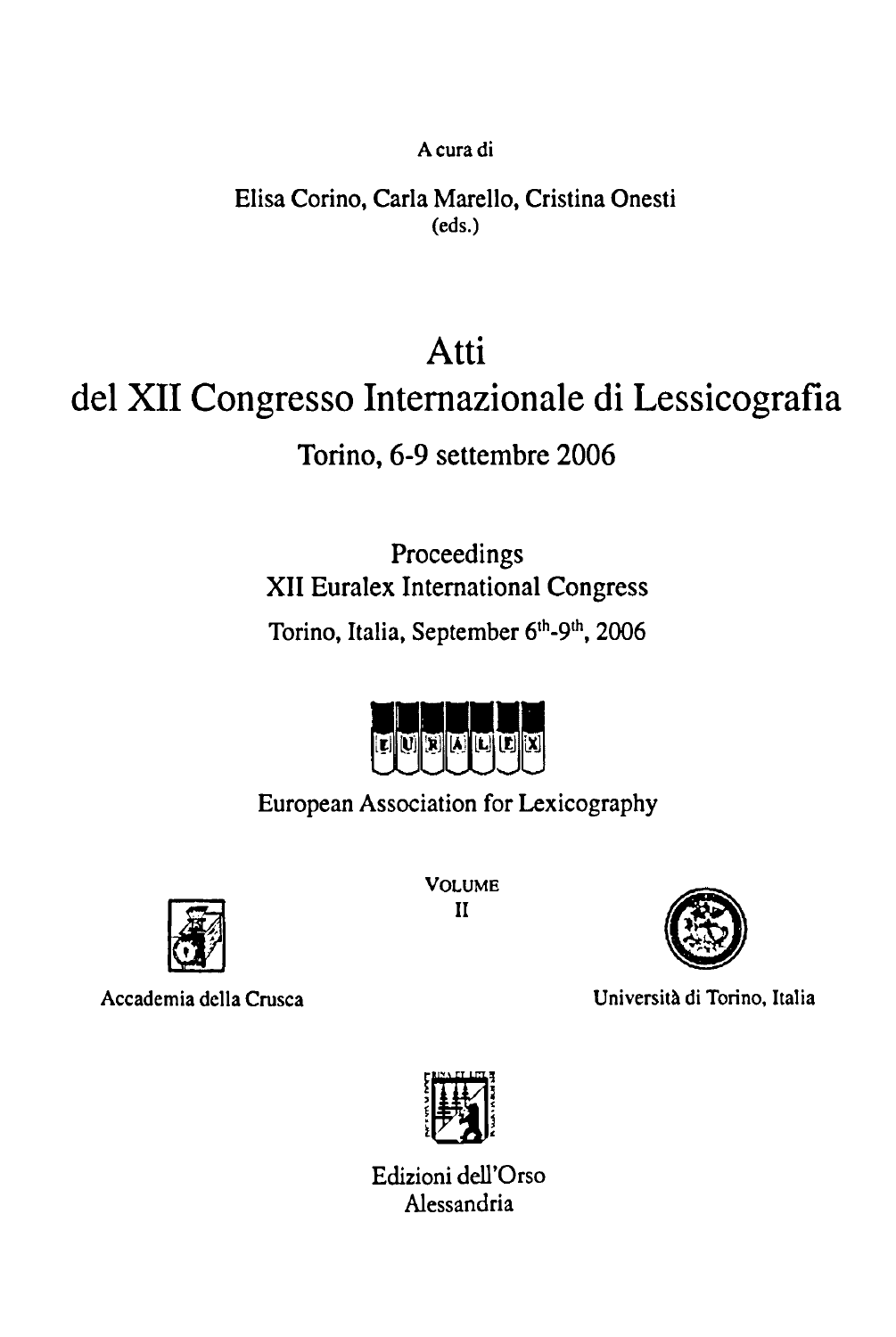A cura di

Elisa Corino, Carla Marello, Cristina Onesti
(eds.)

# Atti
# del XII Congresso Internazionale di Lessicografia

Torino, 6-9 settembre 2006

Proceedings
XII Euralex International Congress
Torino, Italia, September 6th-9th, 2006

EURALEX

European Association for Lexicography

VOLUME
II

Accademia della Crusca

Università di Torino, Italia

Edizioni dell'Orso
Alessandria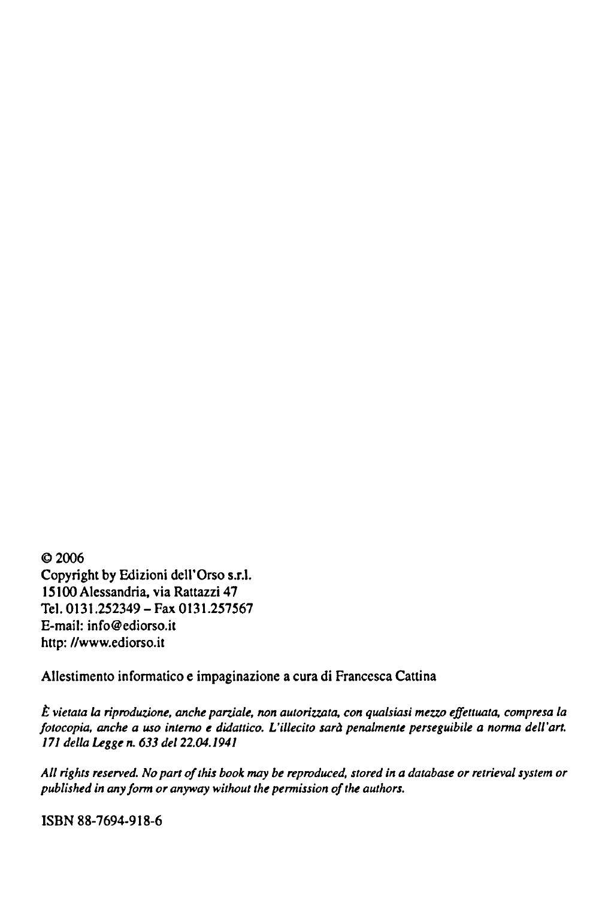© 2006
Copyright by Edizioni dell'Orso s.r.l.
15100 Alessandria, via Rattazzi 47
Tel. 0131.252349 – Fax 0131.257567
E-mail: info@ediorso.it
http: //www.ediorso.it

Allestimento informatico e impaginazione a cura di Francesca Cattina

*È vietata la riproduzione, anche parziale, non autorizzata, con qualsiasi mezzo effettuata, compresa la fotocopia, anche a uso interno e didattico. L'illecito sarà penalmente perseguibile a norma dell'art. 171 della Legge n. 633 del 22.04.1941*

*All rights reserved. No part of this book may be reproduced, stored in a database or retrieval system or published in any form or anyway without the permission of the authors.*

ISBN 88-7694-918-6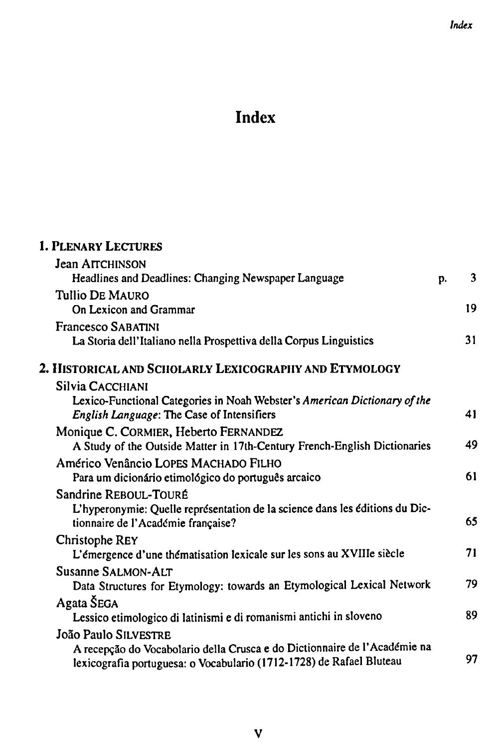# Index

## 1. Plenary Lectures

Jean Aitchinson
Headlines and Deadlines: Changing Newspaper Language — p. 3

Tullio De Mauro
On Lexicon and Grammar — 19

Francesco Sabatini
La Storia dell'Italiano nella Prospettiva della Corpus Linguistics — 31

## 2. Historical and Scholarly Lexicography and Etymology

Silvia Cacchiani
Lexico-Functional Categories in Noah Webster's *American Dictionary of the English Language*: The Case of Intensifiers — 41

Monique C. Cormier, Heberto Fernandez
A Study of the Outside Matter in 17th-Century French-English Dictionaries — 49

Américo Venâncio Lopes Machado Filho
Para um dicionário etimológico do português arcaico — 61

Sandrine Reboul-Touré
L'hyperonymie: Quelle représentation de la science dans les éditions du Dictionnaire de l'Académie française? — 65

Christophe Rey
L'émergence d'une thématisation lexicale sur les sons au XVIIIe siècle — 71

Susanne Salmon-Alt
Data Structures for Etymology: towards an Etymological Lexical Network — 79

Agata Šega
Lessico etimologico di latinismi e di romanismi antichi in sloveno — 89

João Paulo Silvestre
A recepção do Vocabolario della Crusca e do Dictionnaire de l'Académie na lexicografia portuguesa: o Vocabulario (1712-1728) de Rafael Bluteau — 97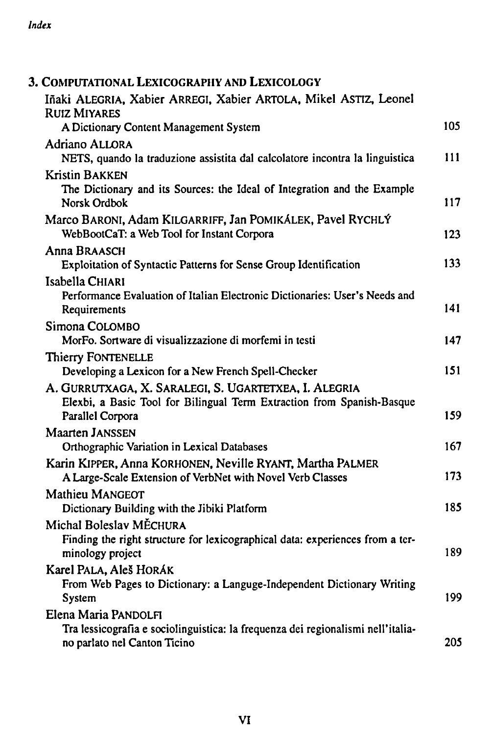## 3. Computational Lexicography and Lexicology

Iñaki Alegria, Xabier Arregi, Xabier Artola, Mikel Astiz, Leonel Ruiz Miyares
A Dictionary Content Management System — 105

Adriano Allora
NETS, quando la traduzione assistita dal calcolatore incontra la linguistica — 111

Kristin Bakken
The Dictionary and its Sources: the Ideal of Integration and the Example Norsk Ordbok — 117

Marco Baroni, Adam Kilgarriff, Jan Pomikálek, Pavel Rychlý
WebBootCaT: a Web Tool for Instant Corpora — 123

Anna Braasch
Exploitation of Syntactic Patterns for Sense Group Identification — 133

Isabella Chiari
Performance Evaluation of Italian Electronic Dictionaries: User's Needs and Requirements — 141

Simona Colombo
MorFo. Sortware di visualizzazione di morfemi in testi — 147

Thierry Fontenelle
Developing a Lexicon for a New French Spell-Checker — 151

A. Gurrutxaga, X. Saralegi, S. Ugartetxea, I. Alegria
Elexbi, a Basic Tool for Bilingual Term Extraction from Spanish-Basque Parallel Corpora — 159

Maarten Janssen
Orthographic Variation in Lexical Databases — 167

Karin Kipper, Anna Korhonen, Neville Ryant, Martha Palmer
A Large-Scale Extension of VerbNet with Novel Verb Classes — 173

Mathieu Mangeot
Dictionary Building with the Jibiki Platform — 185

Michal Boleslav Měchura
Finding the right structure for lexicographical data: experiences from a terminology project — 189

Karel Pala, Aleš Horák
From Web Pages to Dictionary: a Languge-Independent Dictionary Writing System — 199

Elena Maria Pandolfi
Tra lessicografia e sociolinguistica: la frequenza dei regionalismi nell'italiano parlato nel Canton Ticino — 205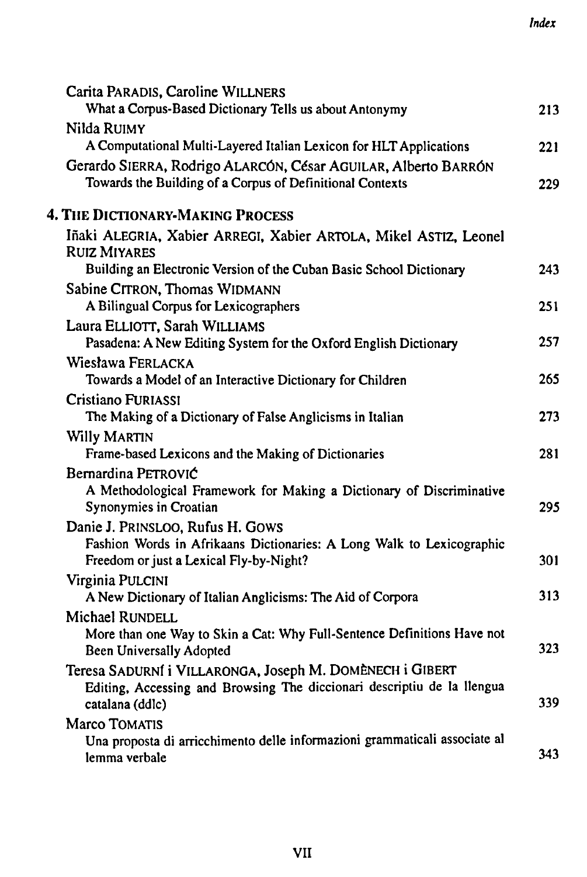Carita PARADIS, Caroline WILLNERS
What a Corpus-Based Dictionary Tells us about Antonymy 213

Nilda RUIMY
A Computational Multi-Layered Italian Lexicon for HLT Applications 221

Gerardo SIERRA, Rodrigo ALARCÓN, César AGUILAR, Alberto BARRÓN
Towards the Building of a Corpus of Definitional Contexts 229

## 4. THE DICTIONARY-MAKING PROCESS

Iñaki ALEGRIA, Xabier ARREGI, Xabier ARTOLA, Mikel ASTIZ, Leonel RUIZ MIYARES
Building an Electronic Version of the Cuban Basic School Dictionary 243

Sabine CITRON, Thomas WIDMANN
A Bilingual Corpus for Lexicographers 251

Laura ELLIOTT, Sarah WILLIAMS
Pasadena: A New Editing System for the Oxford English Dictionary 257

Wiesława FERLACKA
Towards a Model of an Interactive Dictionary for Children 265

Cristiano FURIASSI
The Making of a Dictionary of False Anglicisms in Italian 273

Willy MARTIN
Frame-based Lexicons and the Making of Dictionaries 281

Bernardina PETROVIĆ
A Methodological Framework for Making a Dictionary of Discriminative Synonymies in Croatian 295

Danie J. PRINSLOO, Rufus H. GOWS
Fashion Words in Afrikaans Dictionaries: A Long Walk to Lexicographic Freedom or just a Lexical Fly-by-Night? 301

Virginia PULCINI
A New Dictionary of Italian Anglicisms: The Aid of Corpora 313

Michael RUNDELL
More than one Way to Skin a Cat: Why Full-Sentence Definitions Have not Been Universally Adopted 323

Teresa SADURNÍ i VILLARONGA, Joseph M. DOMÈNECH i GIBERT
Editing, Accessing and Browsing The diccionari descriptiu de la llengua catalana (ddlc) 339

Marco TOMATIS
Una proposta di arricchimento delle informazioni grammaticali associate al lemma verbale 343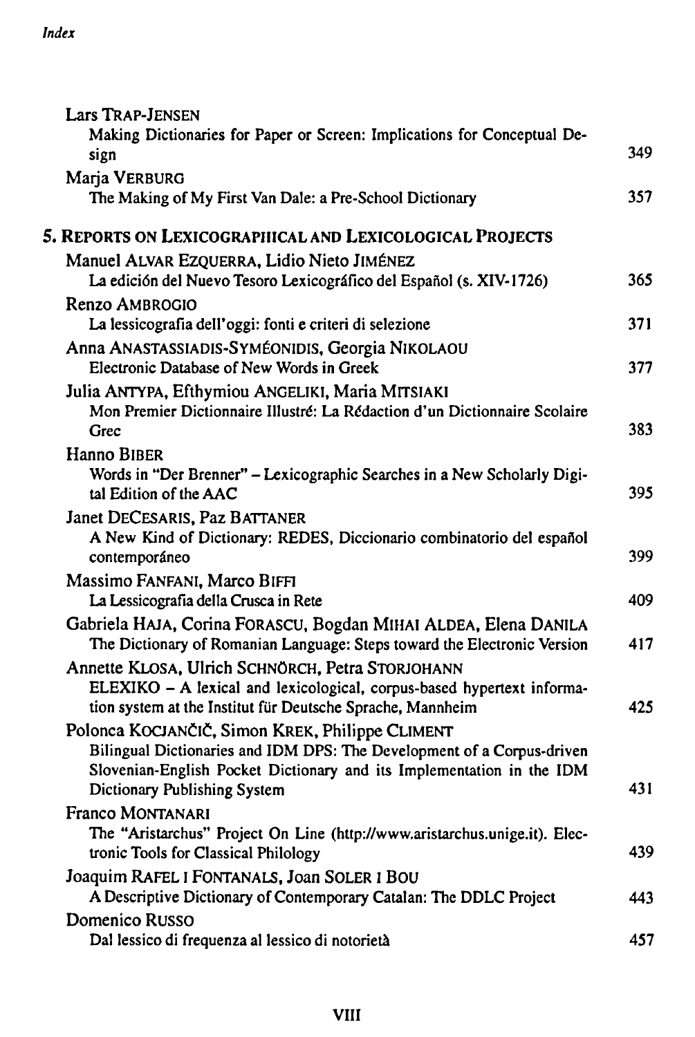Lars TRAP-JENSEN
Making Dictionaries for Paper or Screen: Implications for Conceptual Design 349

Marja VERBURG
The Making of My First Van Dale: a Pre-School Dictionary 357

## 5. REPORTS ON LEXICOGRAPHICAL AND LEXICOLOGICAL PROJECTS

Manuel ALVAR EZQUERRA, Lidio Nieto JIMÉNEZ
La edición del Nuevo Tesoro Lexicográfico del Español (s. XIV-1726) 365

Renzo AMBROGIO
La lessicografia dell'oggi: fonti e criteri di selezione 371

Anna ANASTASSIADIS-SYMÉONIDIS, Georgia NIKOLAOU
Electronic Database of New Words in Greek 377

Julia ANTYPA, Efthymiou ANGELIKI, Maria MITSIAKI
Mon Premier Dictionnaire Illustré: La Rédaction d'un Dictionnaire Scolaire Grec 383

Hanno BIBER
Words in "Der Brenner" – Lexicographic Searches in a New Scholarly Digital Edition of the AAC 395

Janet DECESARIS, Paz BATTANER
A New Kind of Dictionary: REDES, Diccionario combinatorio del español contemporáneo 399

Massimo FANFANI, Marco BIFFI
La Lessicografia della Crusca in Rete 409

Gabriela HAJA, Corina FORASCU, Bogdan MIHAI ALDEA, Elena DANILA
The Dictionary of Romanian Language: Steps toward the Electronic Version 417

Annette KLOSA, Ulrich SCHNÖRCH, Petra STORJOHANN
ELEXIKO – A lexical and lexicological, corpus-based hypertext information system at the Institut für Deutsche Sprache, Mannheim 425

Polonca KOCJANČIČ, Simon KREK, Philippe CLIMENT
Bilingual Dictionaries and IDM DPS: The Development of a Corpus-driven Slovenian-English Pocket Dictionary and its Implementation in the IDM Dictionary Publishing System 431

Franco MONTANARI
The "Aristarchus" Project On Line (http://www.aristarchus.unige.it). Electronic Tools for Classical Philology 439

Joaquim RAFEL I FONTANALS, Joan SOLER I BOU
A Descriptive Dictionary of Contemporary Catalan: The DDLC Project 443

Domenico RUSSO
Dal lessico di frequenza al lessico di notorietà 457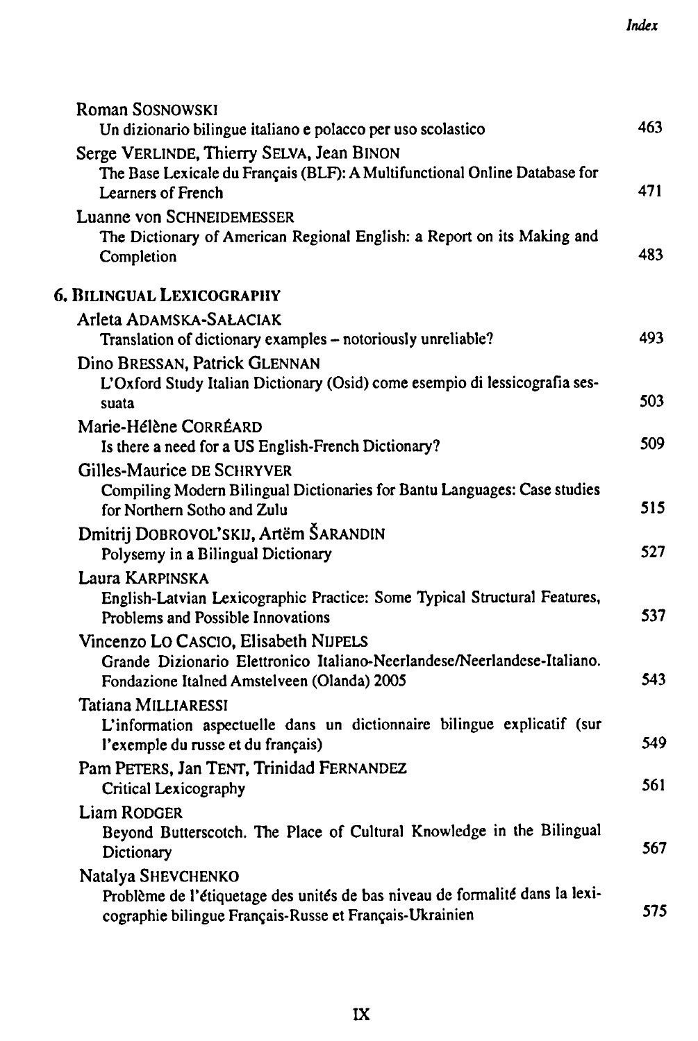Roman SOSNOWSKI
Un dizionario bilingue italiano e polacco per uso scolastico 463

Serge VERLINDE, Thierry SELVA, Jean BINON
The Base Lexicale du Français (BLF): A Multifunctional Online Database for Learners of French 471

Luanne von SCHNEIDEMESSER
The Dictionary of American Regional English: a Report on its Making and Completion 483

## 6. BILINGUAL LEXICOGRAPHY

Arleta ADAMSKA-SAŁACIAK
Translation of dictionary examples – notoriously unreliable? 493

Dino BRESSAN, Patrick GLENNAN
L'Oxford Study Italian Dictionary (Osid) come esempio di lessicografia sessuata 503

Marie-Hélène CORRÉARD
Is there a need for a US English-French Dictionary? 509

Gilles-Maurice DE SCHRYVER
Compiling Modern Bilingual Dictionaries for Bantu Languages: Case studies for Northern Sotho and Zulu 515

Dmitrij DOBROVOL'SKIJ, Artëm ŠARANDIN
Polysemy in a Bilingual Dictionary 527

Laura KARPINSKA
English-Latvian Lexicographic Practice: Some Typical Structural Features, Problems and Possible Innovations 537

Vincenzo LO CASCIO, Elisabeth NIJPELS
Grande Dizionario Elettronico Italiano-Neerlandese/Neerlandese-Italiano. Fondazione Italned Amstelveen (Olanda) 2005 543

Tatiana MILLIARESSI
L'information aspectuelle dans un dictionnaire bilingue explicatif (sur l'exemple du russe et du français) 549

Pam PETERS, Jan TENT, Trinidad FERNANDEZ
Critical Lexicography 561

Liam RODGER
Beyond Butterscotch. The Place of Cultural Knowledge in the Bilingual Dictionary 567

Natalya SHEVCHENKO
Problème de l'étiquetage des unités de bas niveau de formalité dans la lexicographie bilingue Français-Russe et Français-Ukrainien 575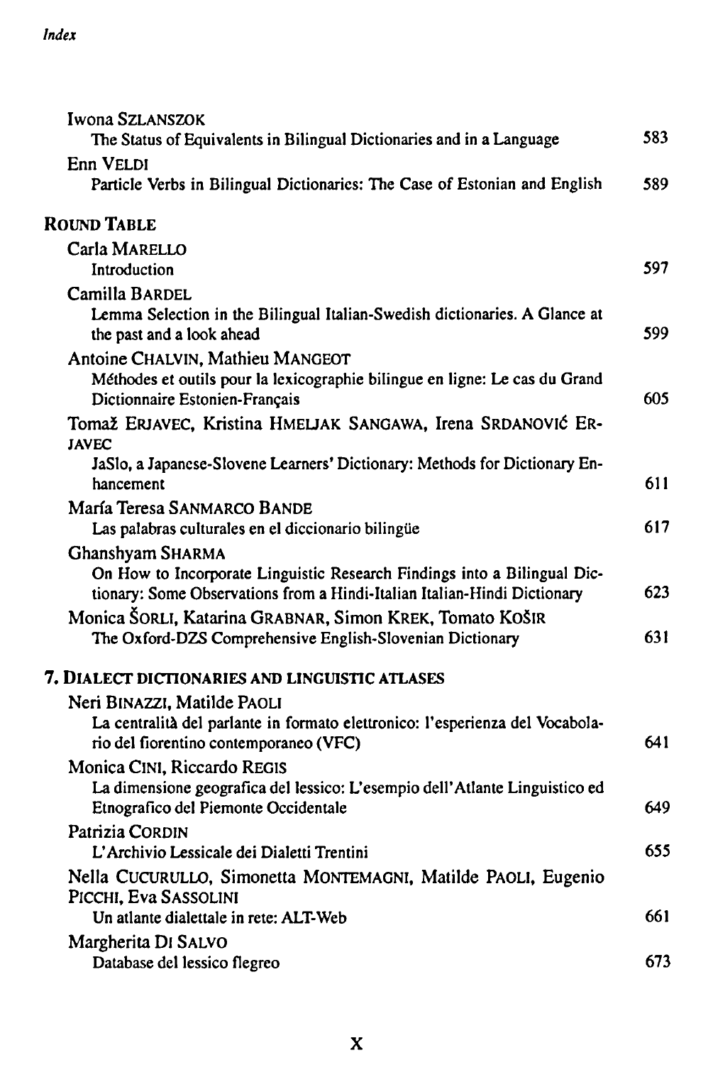Iwona SZLANSZOK
The Status of Equivalents in Bilingual Dictionaries and in a Language 583

Enn VELDI
Particle Verbs in Bilingual Dictionaries: The Case of Estonian and English 589

## ROUND TABLE

Carla MARELLO
Introduction 597

Camilla BARDEL
Lemma Selection in the Bilingual Italian-Swedish dictionaries. A Glance at the past and a look ahead 599

Antoine CHALVIN, Mathieu MANGEOT
Méthodes et outils pour la lexicographie bilingue en ligne: Le cas du Grand Dictionnaire Estonien-Français 605

Tomaž ERJAVEC, Kristina HMELJAK SANGAWA, Irena SRDANOVIĆ ERJAVEC
JaSlo, a Japanese-Slovene Learners' Dictionary: Methods for Dictionary Enhancement 611

María Teresa SANMARCO BANDE
Las palabras culturales en el diccionario bilingüe 617

Ghanshyam SHARMA
On How to Incorporate Linguistic Research Findings into a Bilingual Dictionary: Some Observations from a Hindi-Italian Italian-Hindi Dictionary 623

Monica ŠORLI, Katarina GRABNAR, Simon KREK, Tomato KOŠIR
The Oxford-DZS Comprehensive English-Slovenian Dictionary 631

## 7. DIALECT DICTIONARIES AND LINGUISTIC ATLASES

Neri BINAZZI, Matilde PAOLI
La centralità del parlante in formato elettronico: l'esperienza del Vocabolario del fiorentino contemporaneo (VFC) 641

Monica CINI, Riccardo REGIS
La dimensione geografica del lessico: L'esempio dell'Atlante Linguistico ed Etnografico del Piemonte Occidentale 649

Patrizia CORDIN
L'Archivio Lessicale dei Dialetti Trentini 655

Nella CUCURULLO, Simonetta MONTEMAGNI, Matilde PAOLI, Eugenio PICCHI, Eva SASSOLINI
Un atlante dialettale in rete: ALT-Web 661

Margherita DI SALVO
Database del lessico flegreo 673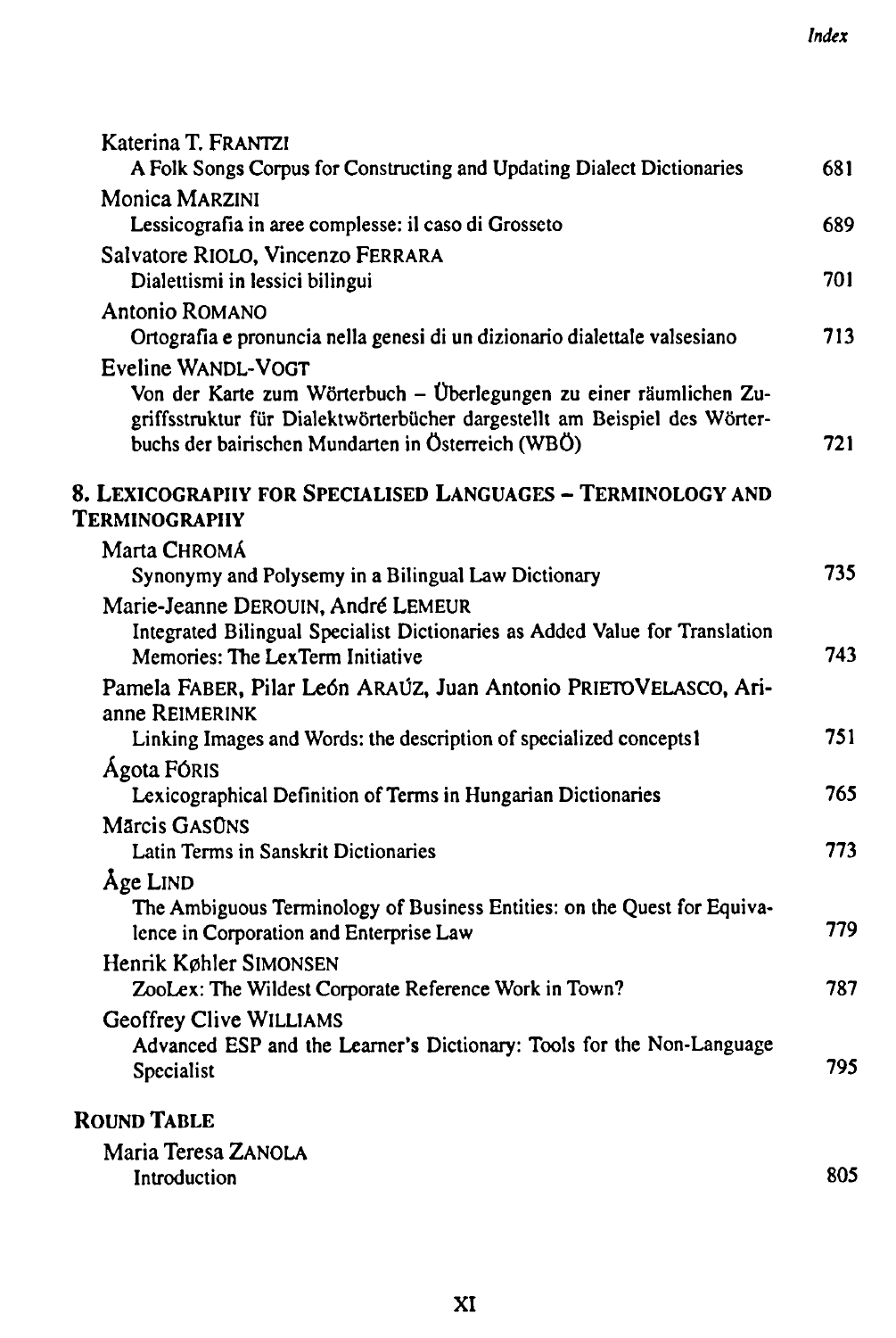Katerina T. FRANTZI
A Folk Songs Corpus for Constructing and Updating Dialect Dictionaries 681

Monica MARZINI
Lessicografia in aree complesse: il caso di Grosseto 689

Salvatore RIOLO, Vincenzo FERRARA
Dialettismi in lessici bilingui 701

Antonio ROMANO
Ortografia e pronuncia nella genesi di un dizionario dialettale valsesiano 713

Eveline WANDL-VOGT
Von der Karte zum Wörterbuch – Überlegungen zu einer räumlichen Zugriffsstruktur für Dialektwörterbücher dargestellt am Beispiel des Wörterbuchs der bairischen Mundarten in Österreich (WBÖ) 721

## 8. LEXICOGRAPHY FOR SPECIALISED LANGUAGES – TERMINOLOGY AND TERMINOGRAPHY

Marta CHROMÁ
Synonymy and Polysemy in a Bilingual Law Dictionary 735

Marie-Jeanne DEROUIN, André LEMEUR
Integrated Bilingual Specialist Dictionaries as Added Value for Translation Memories: The LexTerm Initiative 743

Pamela FABER, Pilar León ARAÚZ, Juan Antonio PRIETOVELASCO, Arianne REIMERINK
Linking Images and Words: the description of specialized concepts1 751

Ágota FÓRIS
Lexicographical Definition of Terms in Hungarian Dictionaries 765

Mārcis GASŪNS
Latin Terms in Sanskrit Dictionaries 773

Åge LIND
The Ambiguous Terminology of Business Entities: on the Quest for Equivalence in Corporation and Enterprise Law 779

Henrik Køhler SIMONSEN
ZooLex: The Wildest Corporate Reference Work in Town? 787

Geoffrey Clive WILLIAMS
Advanced ESP and the Learner's Dictionary: Tools for the Non-Language Specialist 795

## ROUND TABLE

Maria Teresa ZANOLA
Introduction 805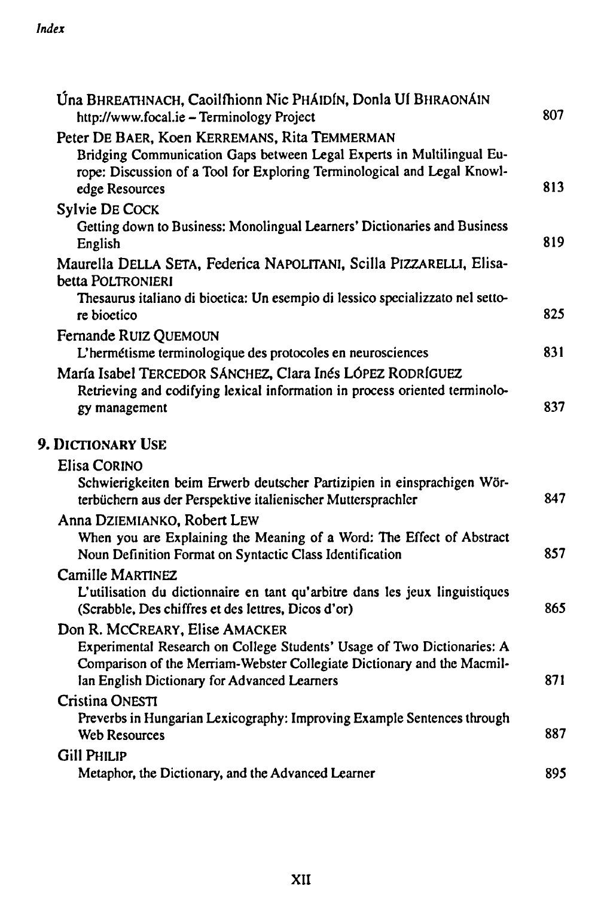Úna BHREATHNACH, Caoilfhionn Nic PHÁIDÍN, Donla UÍ BHRAONÁIN
http://www.focal.ie – Terminology Project 807

Peter DE BAER, Koen KERREMANS, Rita TEMMERMAN
Bridging Communication Gaps between Legal Experts in Multilingual Europe: Discussion of a Tool for Exploring Terminological and Legal Knowledge Resources 813

Sylvie DE COCK
Getting down to Business: Monolingual Learners' Dictionaries and Business English 819

Maurella DELLA SETA, Federica NAPOLITANI, Scilla PIZZARELLI, Elisabetta POLTRONIERI
Thesaurus italiano di bioetica: Un esempio di lessico specializzato nel settore bioetico 825

Fernande RUIZ QUEMOUN
L'hermétisme terminologique des protocoles en neurosciences 831

María Isabel TERCEDOR SÁNCHEZ, Clara Inés LÓPEZ RODRÍGUEZ
Retrieving and codifying lexical information in process oriented terminology management 837

## 9. DICTIONARY USE

Elisa CORINO
Schwierigkeiten beim Erwerb deutscher Partizipien in einsprachigen Wörterbüchern aus der Perspektive italienischer Muttersprachler 847

Anna DZIEMIANKO, Robert LEW
When you are Explaining the Meaning of a Word: The Effect of Abstract Noun Definition Format on Syntactic Class Identification 857

Camille MARTINEZ
L'utilisation du dictionnaire en tant qu'arbitre dans les jeux linguistiques (Scrabble, Des chiffres et des lettres, Dicos d'or) 865

Don R. McCREARY, Elise AMACKER
Experimental Research on College Students' Usage of Two Dictionaries: A Comparison of the Merriam-Webster Collegiate Dictionary and the Macmillan English Dictionary for Advanced Learners 871

Cristina ONESTI
Preverbs in Hungarian Lexicography: Improving Example Sentences through Web Resources 887

Gill PHILIP
Metaphor, the Dictionary, and the Advanced Learner 895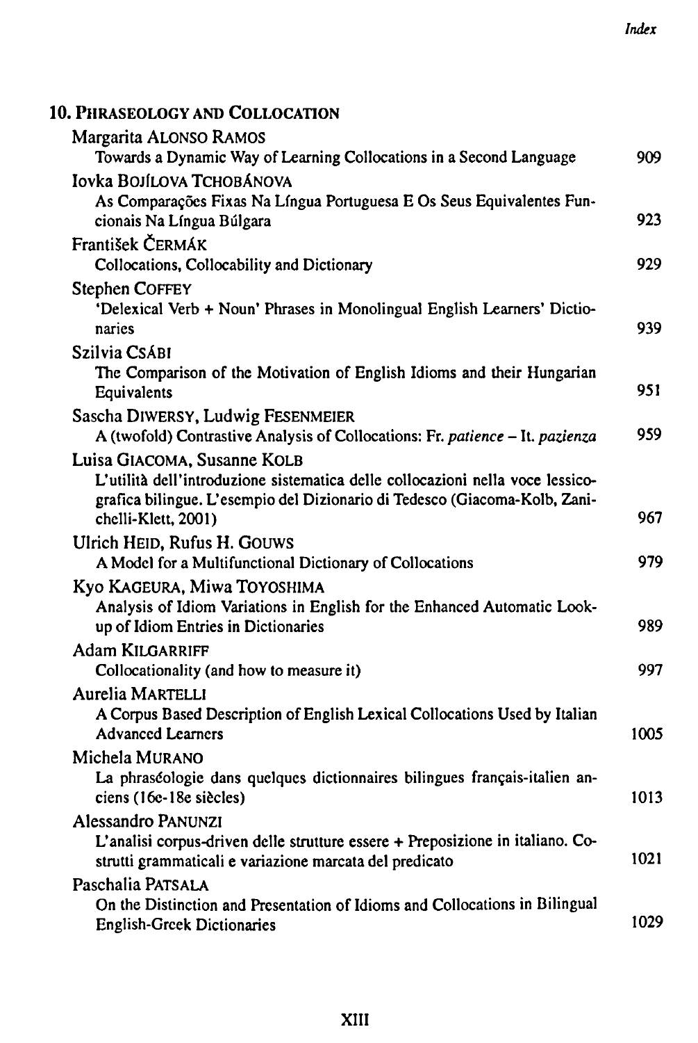## 10. Phraseology and Collocation

Margarita Alonso Ramos
Towards a Dynamic Way of Learning Collocations in a Second Language 909

Iovka Bojílova Tchobánova
As Comparações Fixas Na Língua Portuguesa E Os Seus Equivalentes Funcionais Na Língua Búlgara 923

František Čermák
Collocations, Collocability and Dictionary 929

Stephen Coffey
'Delexical Verb + Noun' Phrases in Monolingual English Learners' Dictionaries 939

Szilvia Csábi
The Comparison of the Motivation of English Idioms and their Hungarian Equivalents 951

Sascha Diwersy, Ludwig Fesenmeier
A (twofold) Contrastive Analysis of Collocations: Fr. *patience* – It. *pazienza* 959

Luisa Giacoma, Susanne Kolb
L'utilità dell'introduzione sistematica delle collocazioni nella voce lessicografica bilingue. L'esempio del Dizionario di Tedesco (Giacoma-Kolb, Zanichelli-Klett, 2001) 967

Ulrich Heid, Rufus H. Gouws
A Model for a Multifunctional Dictionary of Collocations 979

Kyo Kageura, Miwa Toyoshima
Analysis of Idiom Variations in English for the Enhanced Automatic Look-up of Idiom Entries in Dictionaries 989

Adam Kilgarriff
Collocationality (and how to measure it) 997

Aurelia Martelli
A Corpus Based Description of English Lexical Collocations Used by Italian Advanced Learners 1005

Michela Murano
La phraséologie dans quelques dictionnaires bilingues français-italien anciens (16e-18e siècles) 1013

Alessandro Panunzi
L'analisi corpus-driven delle strutture essere + Preposizione in italiano. Costrutti grammaticali e variazione marcata del predicato 1021

Paschalia Patsala
On the Distinction and Presentation of Idioms and Collocations in Bilingual English-Greek Dictionaries 1029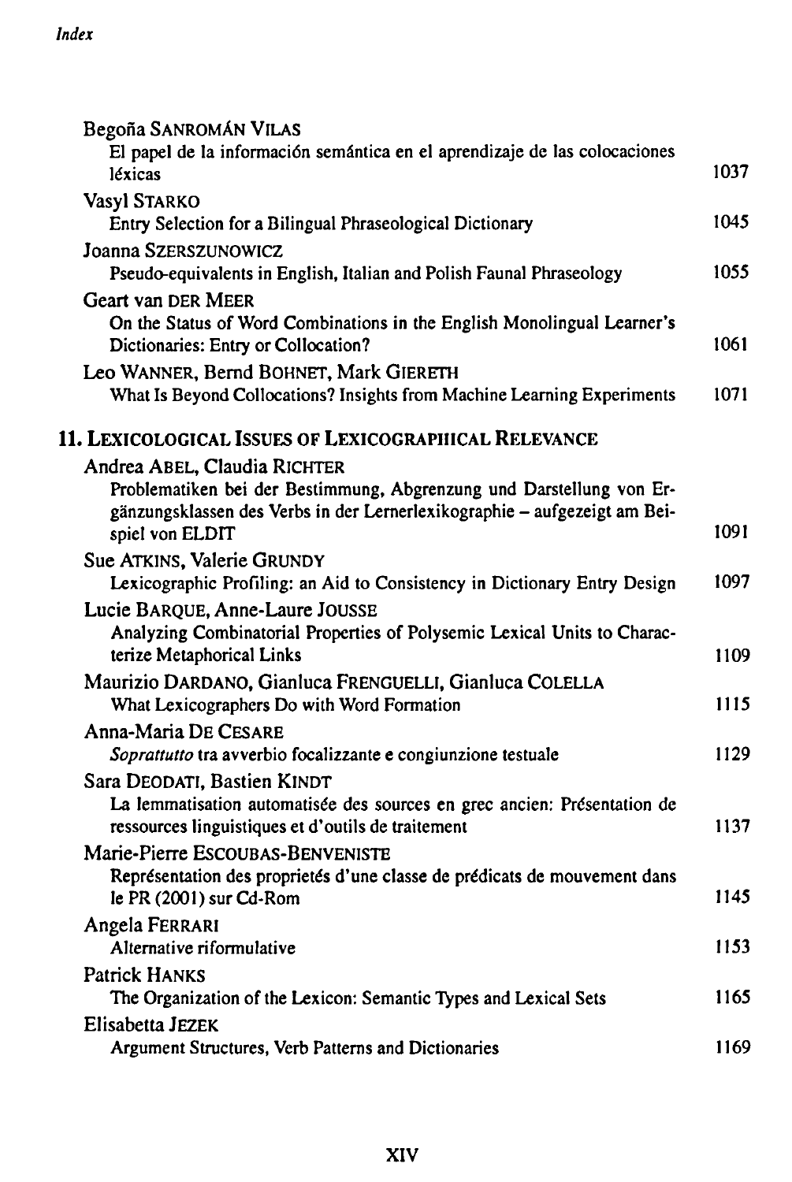Begoña SANROMÁN VILAS
El papel de la información semántica en el aprendizaje de las colocaciones léxicas — 1037

Vasyl STARKO
Entry Selection for a Bilingual Phraseological Dictionary — 1045

Joanna SZERSZUNOWICZ
Pseudo-equivalents in English, Italian and Polish Faunal Phraseology — 1055

Geart van DER MEER
On the Status of Word Combinations in the English Monolingual Learner's Dictionaries: Entry or Collocation? — 1061

Leo WANNER, Bernd BOHNET, Mark GIERETH
What Is Beyond Collocations? Insights from Machine Learning Experiments — 1071

## 11. LEXICOLOGICAL ISSUES OF LEXICOGRAPHICAL RELEVANCE

Andrea ABEL, Claudia RICHTER
Problematiken bei der Bestimmung, Abgrenzung und Darstellung von Ergänzungsklassen des Verbs in der Lernerlexikographie – aufgezeigt am Beispiel von ELDIT — 1091

Sue ATKINS, Valerie GRUNDY
Lexicographic Profiling: an Aid to Consistency in Dictionary Entry Design — 1097

Lucie BARQUE, Anne-Laure JOUSSE
Analyzing Combinatorial Properties of Polysemic Lexical Units to Characterize Metaphorical Links — 1109

Maurizio DARDANO, Gianluca FRENGUELLI, Gianluca COLELLA
What Lexicographers Do with Word Formation — 1115

Anna-Maria DE CESARE
*Soprattutto* tra avverbio focalizzante e congiunzione testuale — 1129

Sara DEODATI, Bastien KINDT
La lemmatisation automatisée des sources en grec ancien: Présentation de ressources linguistiques et d'outils de traitement — 1137

Marie-Pierre ESCOUBAS-BENVENISTE
Représentation des proprietés d'une classe de prédicats de mouvement dans le PR (2001) sur Cd-Rom — 1145

Angela FERRARI
Alternative riformulative — 1153

Patrick HANKS
The Organization of the Lexicon: Semantic Types and Lexical Sets — 1165

Elisabetta JEZEK
Argument Structures, Verb Patterns and Dictionaries — 1169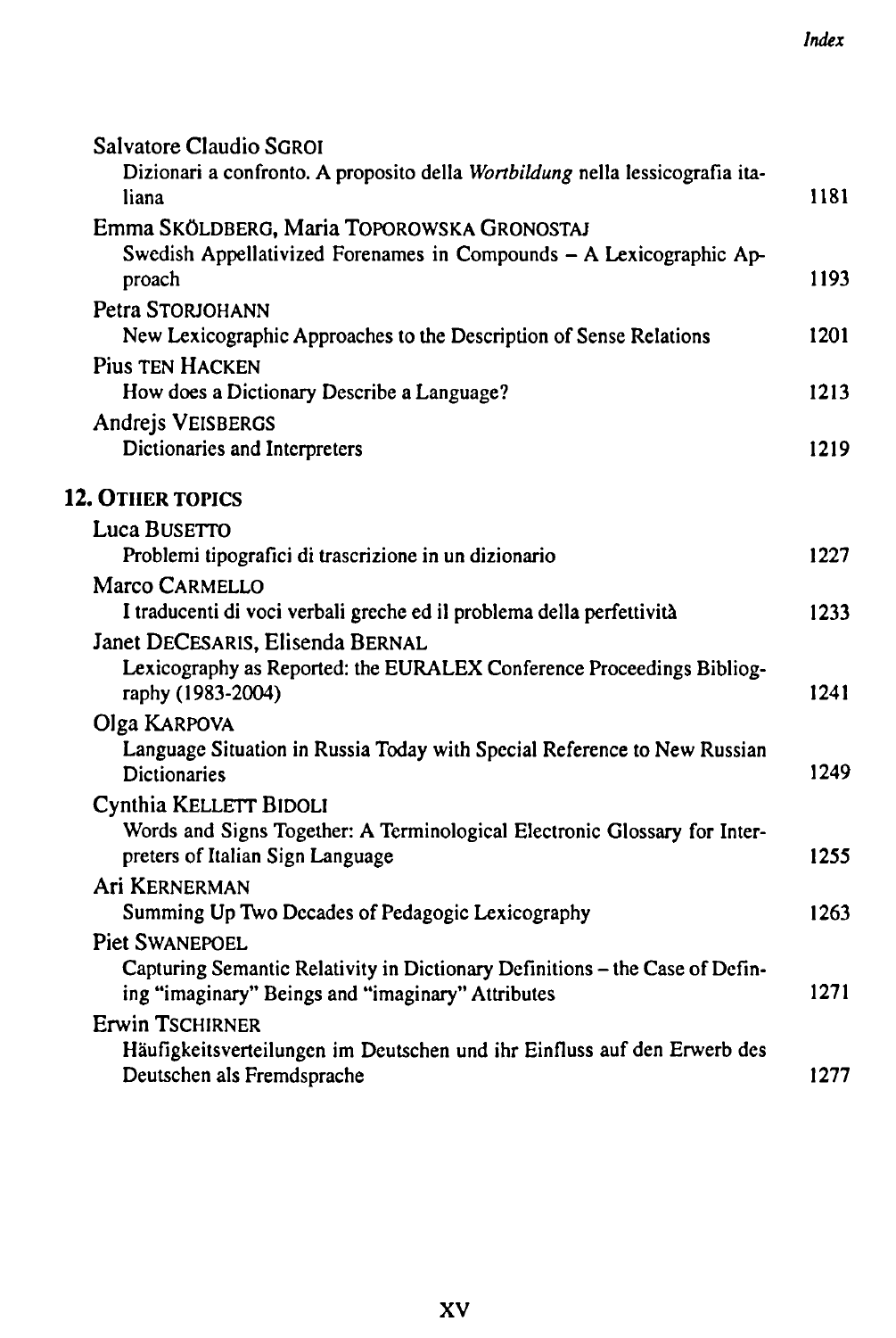Salvatore Claudio SGROI
Dizionari a confronto. A proposito della *Wortbildung* nella lessicografia italiana — 1181

Emma SKÖLDBERG, Maria TOPOROWSKA GRONOSTAJ
Swedish Appellativized Forenames in Compounds – A Lexicographic Approach — 1193

Petra STORJOHANN
New Lexicographic Approaches to the Description of Sense Relations — 1201

Pius TEN HACKEN
How does a Dictionary Describe a Language? — 1213

Andrejs VEISBERGS
Dictionaries and Interpreters — 1219

## 12. OTHER TOPICS

Luca BUSETTO
Problemi tipografici di trascrizione in un dizionario — 1227

Marco CARMELLO
I traducenti di voci verbali greche ed il problema della perfettività — 1233

Janet DECESARIS, Elisenda BERNAL
Lexicography as Reported: the EURALEX Conference Proceedings Bibliography (1983-2004) — 1241

Olga KARPOVA
Language Situation in Russia Today with Special Reference to New Russian Dictionaries — 1249

Cynthia KELLETT BIDOLI
Words and Signs Together: A Terminological Electronic Glossary for Interpreters of Italian Sign Language — 1255

Ari KERNERMAN
Summing Up Two Decades of Pedagogic Lexicography — 1263

Piet SWANEPOEL
Capturing Semantic Relativity in Dictionary Definitions – the Case of Defining "imaginary" Beings and "imaginary" Attributes — 1271

Erwin TSCHIRNER
Häufigkeitsverteilungen im Deutschen und ihr Einfluss auf den Erwerb des Deutschen als Fremdsprache — 1277